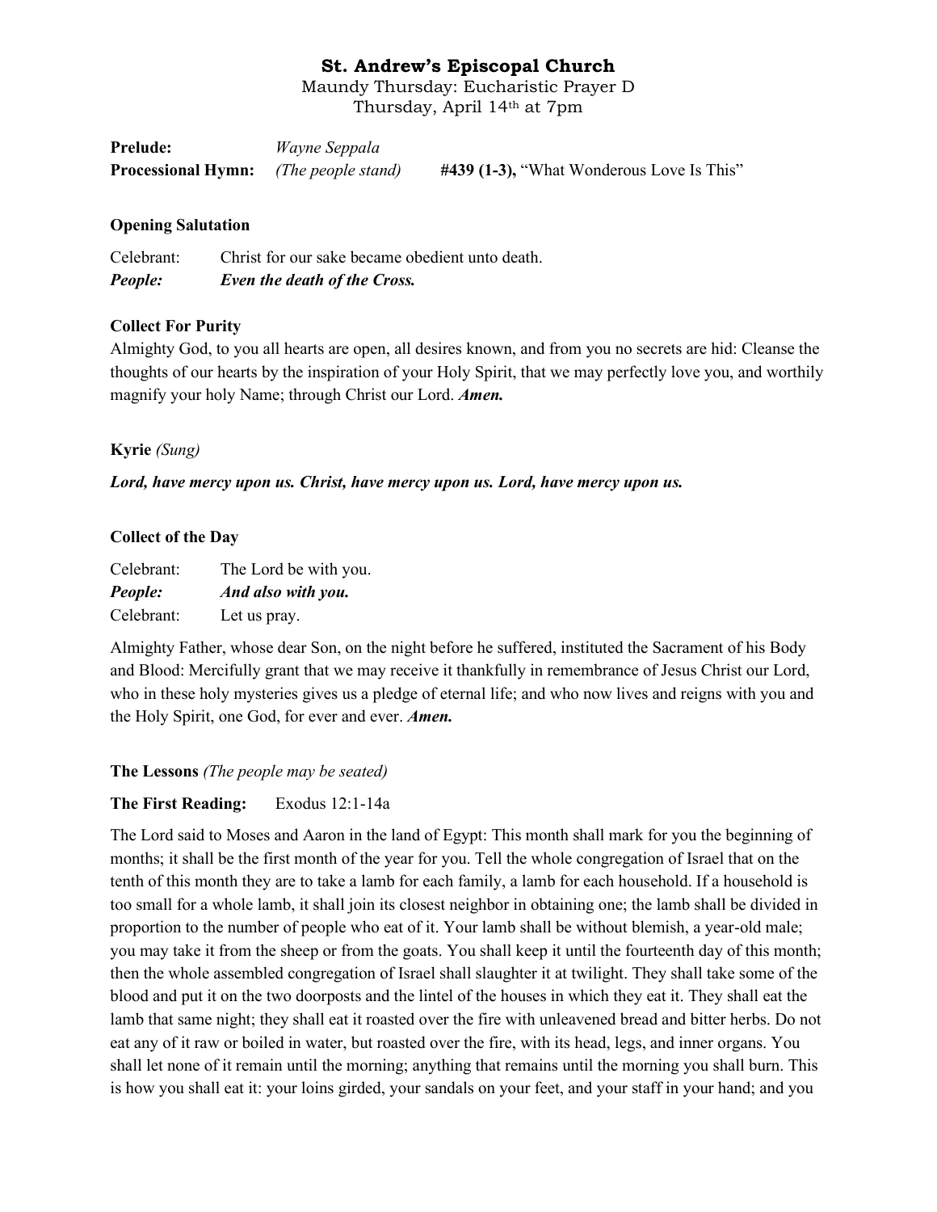# St. Andrew's Episcopal Church

Maundy Thursday: Eucharistic Prayer D

Thursday, April 14th at 7pm

| | | |
|---|---|---|
| **Prelude:** | *Wayne Seppala* | |
| **Processional Hymn:** | *(The people stand)* | **#439 (1-3),** "What Wonderous Love Is This" |

**Opening Salutation**

| | |
|---|---|
| Celebrant: | Christ for our sake became obedient unto death. |
| ***People:*** | ***Even the death of the Cross.*** |

**Collect For Purity**

Almighty God, to you all hearts are open, all desires known, and from you no secrets are hid: Cleanse the thoughts of our hearts by the inspiration of your Holy Spirit, that we may perfectly love you, and worthily magnify your holy Name; through Christ our Lord. ***Amen.***

**Kyrie** *(Sung)*

***Lord, have mercy upon us. Christ, have mercy upon us. Lord, have mercy upon us.***

**Collect of the Day**

| | |
|---|---|
| Celebrant: | The Lord be with you. |
| ***People:*** | ***And also with you.*** |
| Celebrant: | Let us pray. |

Almighty Father, whose dear Son, on the night before he suffered, instituted the Sacrament of his Body and Blood: Mercifully grant that we may receive it thankfully in remembrance of Jesus Christ our Lord, who in these holy mysteries gives us a pledge of eternal life; and who now lives and reigns with you and the Holy Spirit, one God, for ever and ever. ***Amen.***

**The Lessons** *(The people may be seated)*

**The First Reading:** Exodus 12:1-14a

The Lord said to Moses and Aaron in the land of Egypt: This month shall mark for you the beginning of months; it shall be the first month of the year for you. Tell the whole congregation of Israel that on the tenth of this month they are to take a lamb for each family, a lamb for each household. If a household is too small for a whole lamb, it shall join its closest neighbor in obtaining one; the lamb shall be divided in proportion to the number of people who eat of it. Your lamb shall be without blemish, a year-old male; you may take it from the sheep or from the goats. You shall keep it until the fourteenth day of this month; then the whole assembled congregation of Israel shall slaughter it at twilight. They shall take some of the blood and put it on the two doorposts and the lintel of the houses in which they eat it. They shall eat the lamb that same night; they shall eat it roasted over the fire with unleavened bread and bitter herbs. Do not eat any of it raw or boiled in water, but roasted over the fire, with its head, legs, and inner organs. You shall let none of it remain until the morning; anything that remains until the morning you shall burn. This is how you shall eat it: your loins girded, your sandals on your feet, and your staff in your hand; and you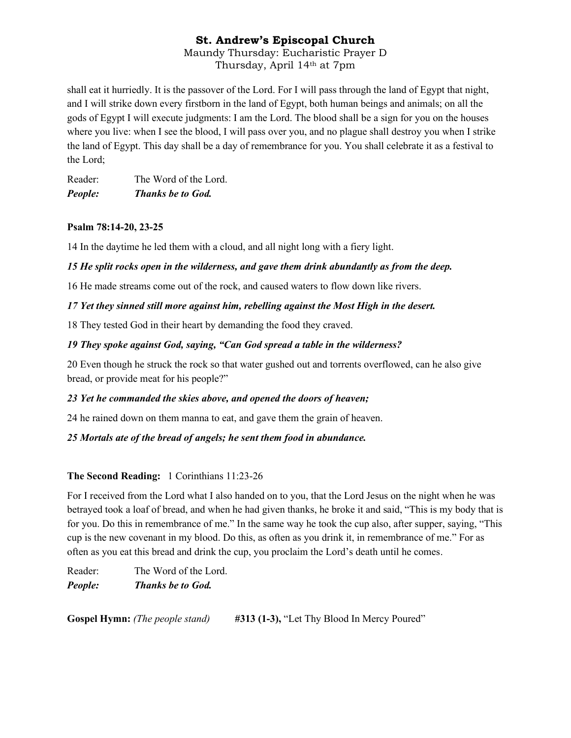shall eat it hurriedly. It is the passover of the Lord. For I will pass through the land of Egypt that night, and I will strike down every firstborn in the land of Egypt, both human beings and animals; on all the gods of Egypt I will execute judgments: I am the Lord. The blood shall be a sign for you on the houses where you live: when I see the blood, I will pass over you, and no plague shall destroy you when I strike the land of Egypt. This day shall be a day of remembrance for you. You shall celebrate it as a festival to the Lord;

Reader: The Word of the Lord.
***People: Thanks be to God.***

**Psalm 78:14-20, 23-25**

14 In the daytime he led them with a cloud, and all night long with a fiery light.

***15 He split rocks open in the wilderness, and gave them drink abundantly as from the deep.***

16 He made streams come out of the rock, and caused waters to flow down like rivers.

***17 Yet they sinned still more against him, rebelling against the Most High in the desert.***

18 They tested God in their heart by demanding the food they craved.

***19 They spoke against God, saying, "Can God spread a table in the wilderness?***

20 Even though he struck the rock so that water gushed out and torrents overflowed, can he also give bread, or provide meat for his people?"

***23 Yet he commanded the skies above, and opened the doors of heaven;***

24 he rained down on them manna to eat, and gave them the grain of heaven.

***25 Mortals ate of the bread of angels; he sent them food in abundance.***

**The Second Reading:** 1 Corinthians 11:23-26

For I received from the Lord what I also handed on to you, that the Lord Jesus on the night when he was betrayed took a loaf of bread, and when he had given thanks, he broke it and said, "This is my body that is for you. Do this in remembrance of me." In the same way he took the cup also, after supper, saying, "This cup is the new covenant in my blood. Do this, as often as you drink it, in remembrance of me." For as often as you eat this bread and drink the cup, you proclaim the Lord's death until he comes.

Reader: The Word of the Lord.
***People: Thanks be to God.***

**Gospel Hymn:** *(The people stand)* **#313 (1-3),** "Let Thy Blood In Mercy Poured"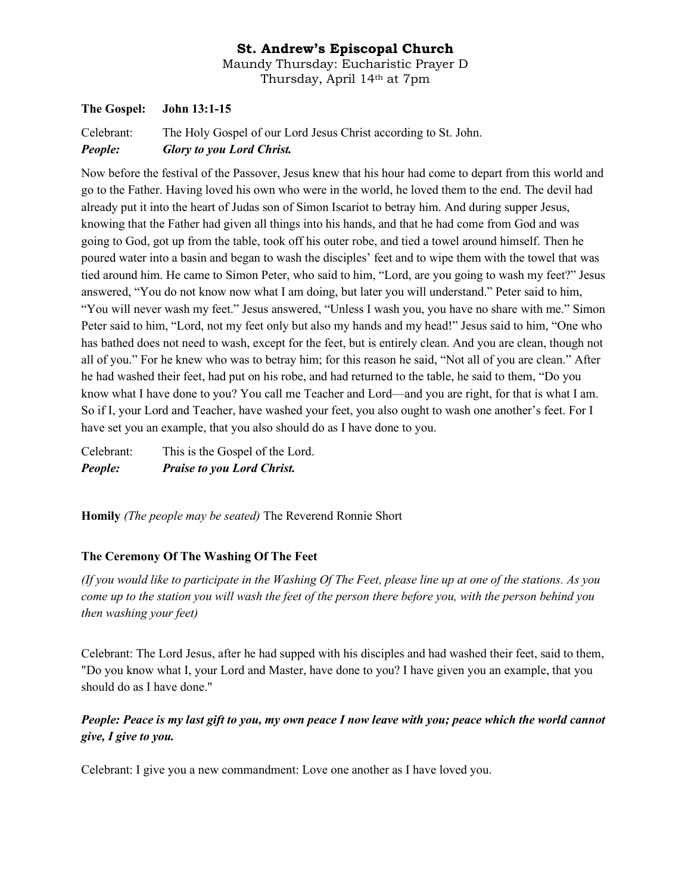**St. Andrew's Episcopal Church**

Maundy Thursday: Eucharistic Prayer D
Thursday, April 14th at 7pm

**The Gospel: John 13:1-15**

Celebrant: The Holy Gospel of our Lord Jesus Christ according to St. John.
***People: Glory to you Lord Christ.***

Now before the festival of the Passover, Jesus knew that his hour had come to depart from this world and go to the Father. Having loved his own who were in the world, he loved them to the end. The devil had already put it into the heart of Judas son of Simon Iscariot to betray him. And during supper Jesus, knowing that the Father had given all things into his hands, and that he had come from God and was going to God, got up from the table, took off his outer robe, and tied a towel around himself. Then he poured water into a basin and began to wash the disciples' feet and to wipe them with the towel that was tied around him. He came to Simon Peter, who said to him, "Lord, are you going to wash my feet?" Jesus answered, "You do not know now what I am doing, but later you will understand." Peter said to him, "You will never wash my feet." Jesus answered, "Unless I wash you, you have no share with me." Simon Peter said to him, "Lord, not my feet only but also my hands and my head!" Jesus said to him, "One who has bathed does not need to wash, except for the feet, but is entirely clean. And you are clean, though not all of you." For he knew who was to betray him; for this reason he said, "Not all of you are clean." After he had washed their feet, had put on his robe, and had returned to the table, he said to them, "Do you know what I have done to you? You call me Teacher and Lord—and you are right, for that is what I am. So if I, your Lord and Teacher, have washed your feet, you also ought to wash one another's feet. For I have set you an example, that you also should do as I have done to you.

Celebrant: This is the Gospel of the Lord.
***People: Praise to you Lord Christ.***

**Homily** *(The people may be seated)* The Reverend Ronnie Short

**The Ceremony Of The Washing Of The Feet**

*(If you would like to participate in the Washing Of The Feet, please line up at one of the stations. As you come up to the station you will wash the feet of the person there before you, with the person behind you then washing your feet)*

Celebrant: The Lord Jesus, after he had supped with his disciples and had washed their feet, said to them, "Do you know what I, your Lord and Master, have done to you? I have given you an example, that you should do as I have done."

***People: Peace is my last gift to you, my own peace I now leave with you; peace which the world cannot give, I give to you.***

Celebrant: I give you a new commandment: Love one another as I have loved you.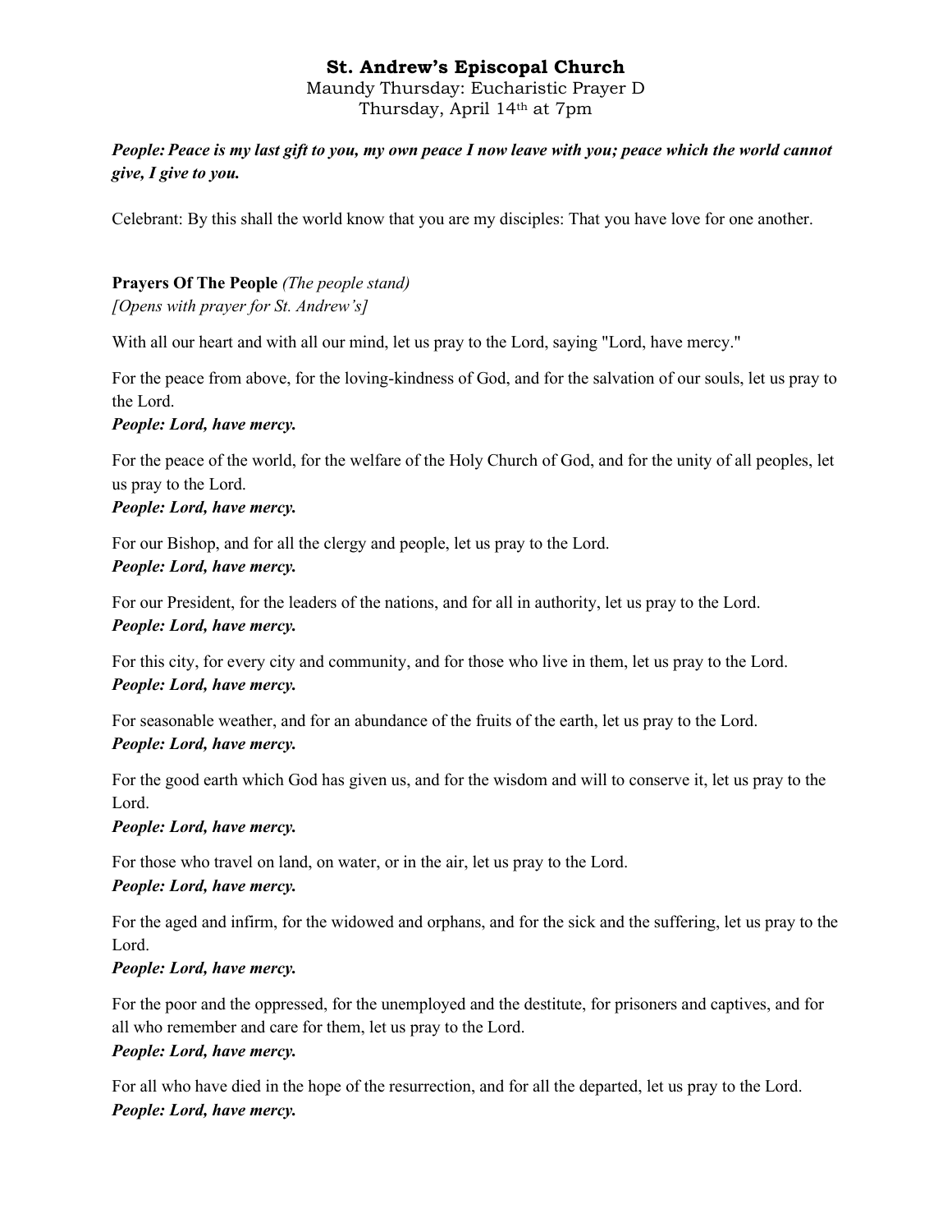# St. Andrew's Episcopal Church

Maundy Thursday: Eucharistic Prayer D
Thursday, April 14th at 7pm

***People: Peace is my last gift to you, my own peace I now leave with you; peace which the world cannot give, I give to you.***

Celebrant: By this shall the world know that you are my disciples: That you have love for one another.

**Prayers Of The People** *(The people stand)*
*[Opens with prayer for St. Andrew's]*

With all our heart and with all our mind, let us pray to the Lord, saying "Lord, have mercy."

For the peace from above, for the loving-kindness of God, and for the salvation of our souls, let us pray to the Lord.
***People: Lord, have mercy.***

For the peace of the world, for the welfare of the Holy Church of God, and for the unity of all peoples, let us pray to the Lord.
***People: Lord, have mercy.***

For our Bishop, and for all the clergy and people, let us pray to the Lord.
***People: Lord, have mercy.***

For our President, for the leaders of the nations, and for all in authority, let us pray to the Lord.
***People: Lord, have mercy.***

For this city, for every city and community, and for those who live in them, let us pray to the Lord.
***People: Lord, have mercy.***

For seasonable weather, and for an abundance of the fruits of the earth, let us pray to the Lord.
***People: Lord, have mercy.***

For the good earth which God has given us, and for the wisdom and will to conserve it, let us pray to the Lord.
***People: Lord, have mercy.***

For those who travel on land, on water, or in the air, let us pray to the Lord.
***People: Lord, have mercy.***

For the aged and infirm, for the widowed and orphans, and for the sick and the suffering, let us pray to the Lord.
***People: Lord, have mercy.***

For the poor and the oppressed, for the unemployed and the destitute, for prisoners and captives, and for all who remember and care for them, let us pray to the Lord.
***People: Lord, have mercy.***

For all who have died in the hope of the resurrection, and for all the departed, let us pray to the Lord.
***People: Lord, have mercy.***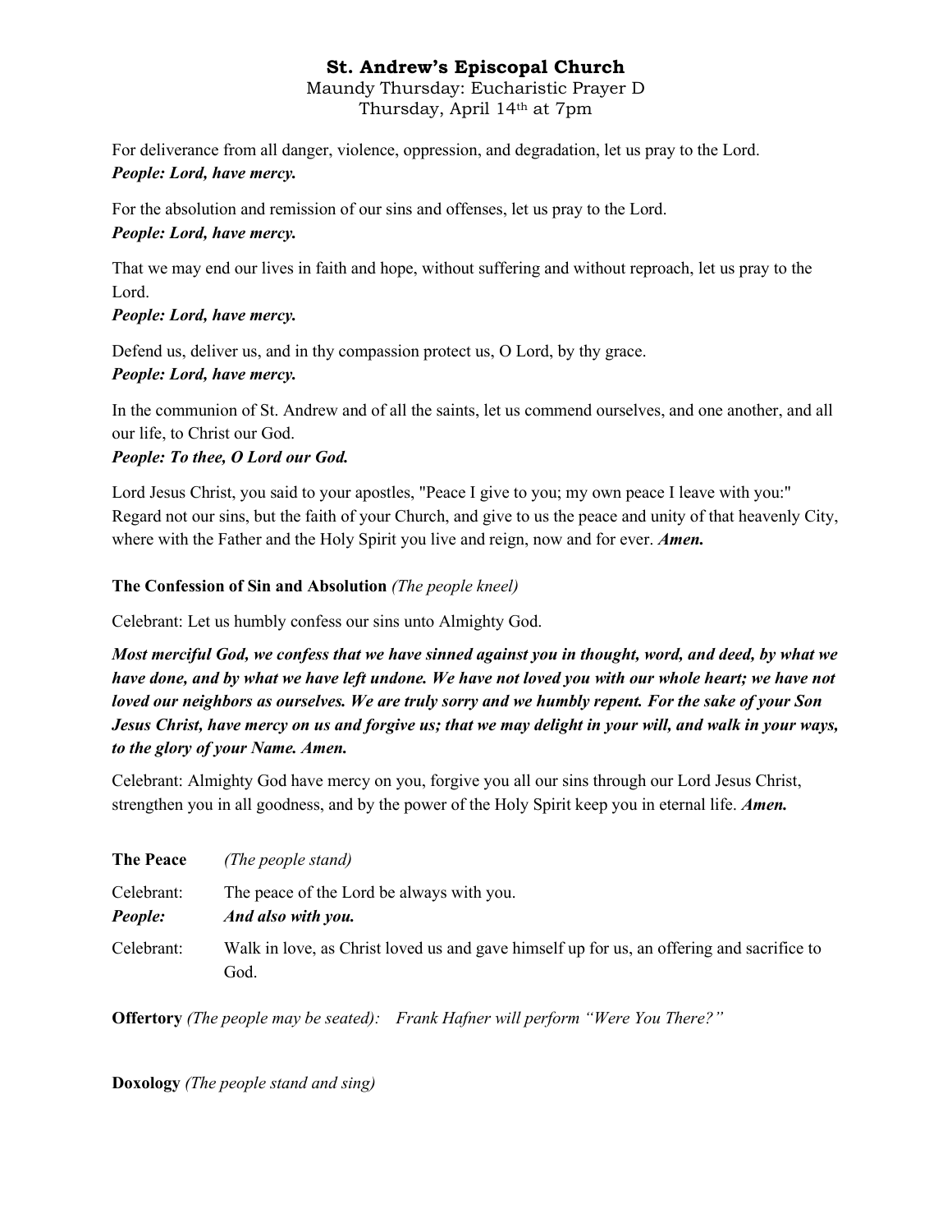**St. Andrew's Episcopal Church**

Maundy Thursday: Eucharistic Prayer D
Thursday, April 14th at 7pm

For deliverance from all danger, violence, oppression, and degradation, let us pray to the Lord.
***People: Lord, have mercy.***

For the absolution and remission of our sins and offenses, let us pray to the Lord.
***People: Lord, have mercy.***

That we may end our lives in faith and hope, without suffering and without reproach, let us pray to the Lord.
***People: Lord, have mercy.***

Defend us, deliver us, and in thy compassion protect us, O Lord, by thy grace.
***People: Lord, have mercy.***

In the communion of St. Andrew and of all the saints, let us commend ourselves, and one another, and all our life, to Christ our God.
***People: To thee, O Lord our God.***

Lord Jesus Christ, you said to your apostles, "Peace I give to you; my own peace I leave with you:" Regard not our sins, but the faith of your Church, and give to us the peace and unity of that heavenly City, where with the Father and the Holy Spirit you live and reign, now and for ever. ***Amen.***

**The Confession of Sin and Absolution** *(The people kneel)*

Celebrant: Let us humbly confess our sins unto Almighty God.

***Most merciful God, we confess that we have sinned against you in thought, word, and deed, by what we have done, and by what we have left undone. We have not loved you with our whole heart; we have not loved our neighbors as ourselves. We are truly sorry and we humbly repent. For the sake of your Son Jesus Christ, have mercy on us and forgive us; that we may delight in your will, and walk in your ways, to the glory of your Name. Amen.***

Celebrant: Almighty God have mercy on you, forgive you all our sins through our Lord Jesus Christ, strengthen you in all goodness, and by the power of the Holy Spirit keep you in eternal life. ***Amen.***

**The Peace** *(The people stand)*

Celebrant: The peace of the Lord be always with you.
***People: And also with you.***

Celebrant: Walk in love, as Christ loved us and gave himself up for us, an offering and sacrifice to God.

**Offertory** *(The people may be seated): Frank Hafner will perform "Were You There?"*

**Doxology** *(The people stand and sing)*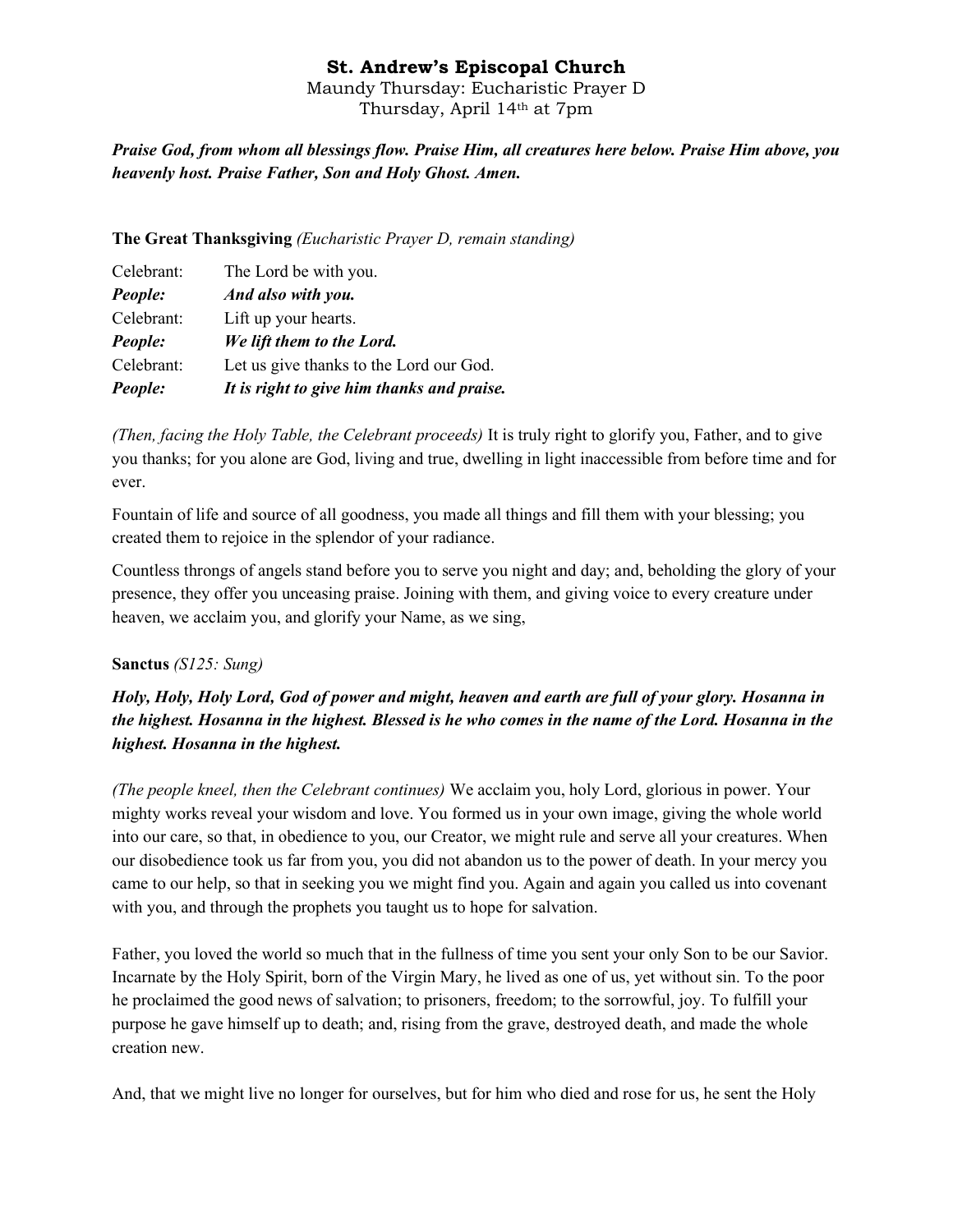# St. Andrew's Episcopal Church

Maundy Thursday: Eucharistic Prayer D
Thursday, April 14th at 7pm

***Praise God, from whom all blessings flow. Praise Him, all creatures here below. Praise Him above, you heavenly host. Praise Father, Son and Holy Ghost. Amen.***

**The Great Thanksgiving** *(Eucharistic Prayer D, remain standing)*

| | |
|---|---|
| Celebrant: | The Lord be with you. |
| ***People:*** | ***And also with you.*** |
| Celebrant: | Lift up your hearts. |
| ***People:*** | ***We lift them to the Lord.*** |
| Celebrant: | Let us give thanks to the Lord our God. |
| ***People:*** | ***It is right to give him thanks and praise.*** |

*(Then, facing the Holy Table, the Celebrant proceeds)* It is truly right to glorify you, Father, and to give you thanks; for you alone are God, living and true, dwelling in light inaccessible from before time and for ever.

Fountain of life and source of all goodness, you made all things and fill them with your blessing; you created them to rejoice in the splendor of your radiance.

Countless throngs of angels stand before you to serve you night and day; and, beholding the glory of your presence, they offer you unceasing praise. Joining with them, and giving voice to every creature under heaven, we acclaim you, and glorify your Name, as we sing,

**Sanctus** *(S125: Sung)*

***Holy, Holy, Holy Lord, God of power and might, heaven and earth are full of your glory. Hosanna in the highest. Hosanna in the highest. Blessed is he who comes in the name of the Lord. Hosanna in the highest. Hosanna in the highest.***

*(The people kneel, then the Celebrant continues)* We acclaim you, holy Lord, glorious in power. Your mighty works reveal your wisdom and love. You formed us in your own image, giving the whole world into our care, so that, in obedience to you, our Creator, we might rule and serve all your creatures. When our disobedience took us far from you, you did not abandon us to the power of death. In your mercy you came to our help, so that in seeking you we might find you. Again and again you called us into covenant with you, and through the prophets you taught us to hope for salvation.

Father, you loved the world so much that in the fullness of time you sent your only Son to be our Savior. Incarnate by the Holy Spirit, born of the Virgin Mary, he lived as one of us, yet without sin. To the poor he proclaimed the good news of salvation; to prisoners, freedom; to the sorrowful, joy. To fulfill your purpose he gave himself up to death; and, rising from the grave, destroyed death, and made the whole creation new.

And, that we might live no longer for ourselves, but for him who died and rose for us, he sent the Holy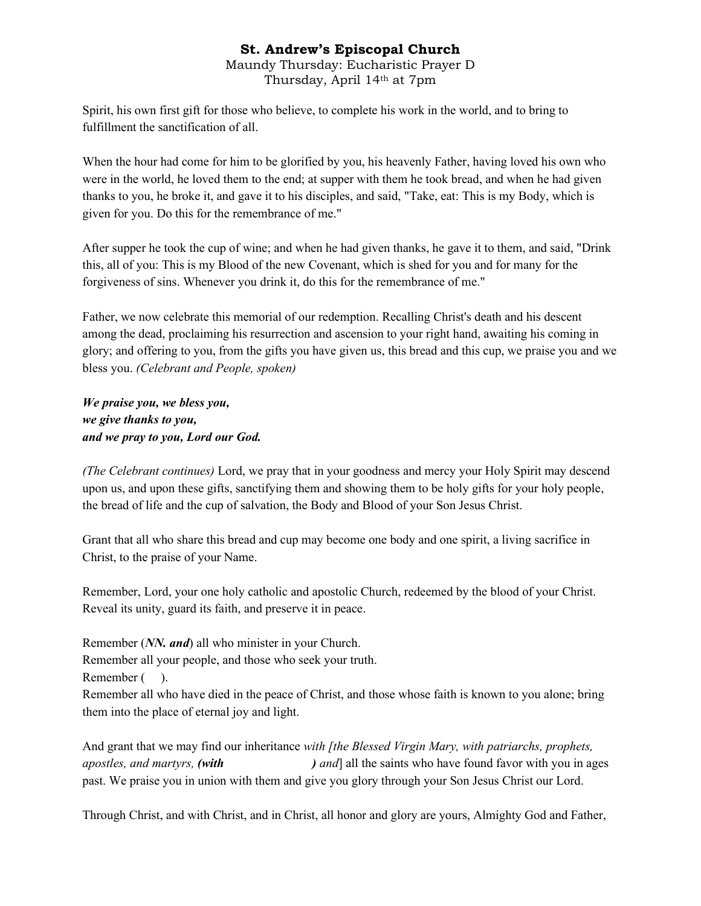Spirit, his own first gift for those who believe, to complete his work in the world, and to bring to fulfillment the sanctification of all.

When the hour had come for him to be glorified by you, his heavenly Father, having loved his own who were in the world, he loved them to the end; at supper with them he took bread, and when he had given thanks to you, he broke it, and gave it to his disciples, and said, "Take, eat: This is my Body, which is given for you. Do this for the remembrance of me."

After supper he took the cup of wine; and when he had given thanks, he gave it to them, and said, "Drink this, all of you: This is my Blood of the new Covenant, which is shed for you and for many for the forgiveness of sins. Whenever you drink it, do this for the remembrance of me."

Father, we now celebrate this memorial of our redemption. Recalling Christ's death and his descent among the dead, proclaiming his resurrection and ascension to your right hand, awaiting his coming in glory; and offering to you, from the gifts you have given us, this bread and this cup, we praise you and we bless you. *(Celebrant and People, spoken)*

***We praise you, we bless you,***
***we give thanks to you,***
***and we pray to you, Lord our God.***

*(The Celebrant continues)* Lord, we pray that in your goodness and mercy your Holy Spirit may descend upon us, and upon these gifts, sanctifying them and showing them to be holy gifts for your holy people, the bread of life and the cup of salvation, the Body and Blood of your Son Jesus Christ.

Grant that all who share this bread and cup may become one body and one spirit, a living sacrifice in Christ, to the praise of your Name.

Remember, Lord, your one holy catholic and apostolic Church, redeemed by the blood of your Christ. Reveal its unity, guard its faith, and preserve it in peace.

Remember (***NN. and***) all who minister in your Church.
Remember all your people, and those who seek your truth.
Remember (   ).
Remember all who have died in the peace of Christ, and those whose faith is known to you alone; bring them into the place of eternal joy and light.

And grant that we may find our inheritance *with [the Blessed Virgin Mary, with patriarchs, prophets, apostles, and martyrs,* ***(with*** &nbsp;&nbsp;&nbsp;&nbsp;&nbsp;&nbsp;&nbsp;&nbsp;&nbsp;&nbsp;&nbsp;&nbsp; ***)*** *and*] all the saints who have found favor with you in ages past. We praise you in union with them and give you glory through your Son Jesus Christ our Lord.

Through Christ, and with Christ, and in Christ, all honor and glory are yours, Almighty God and Father,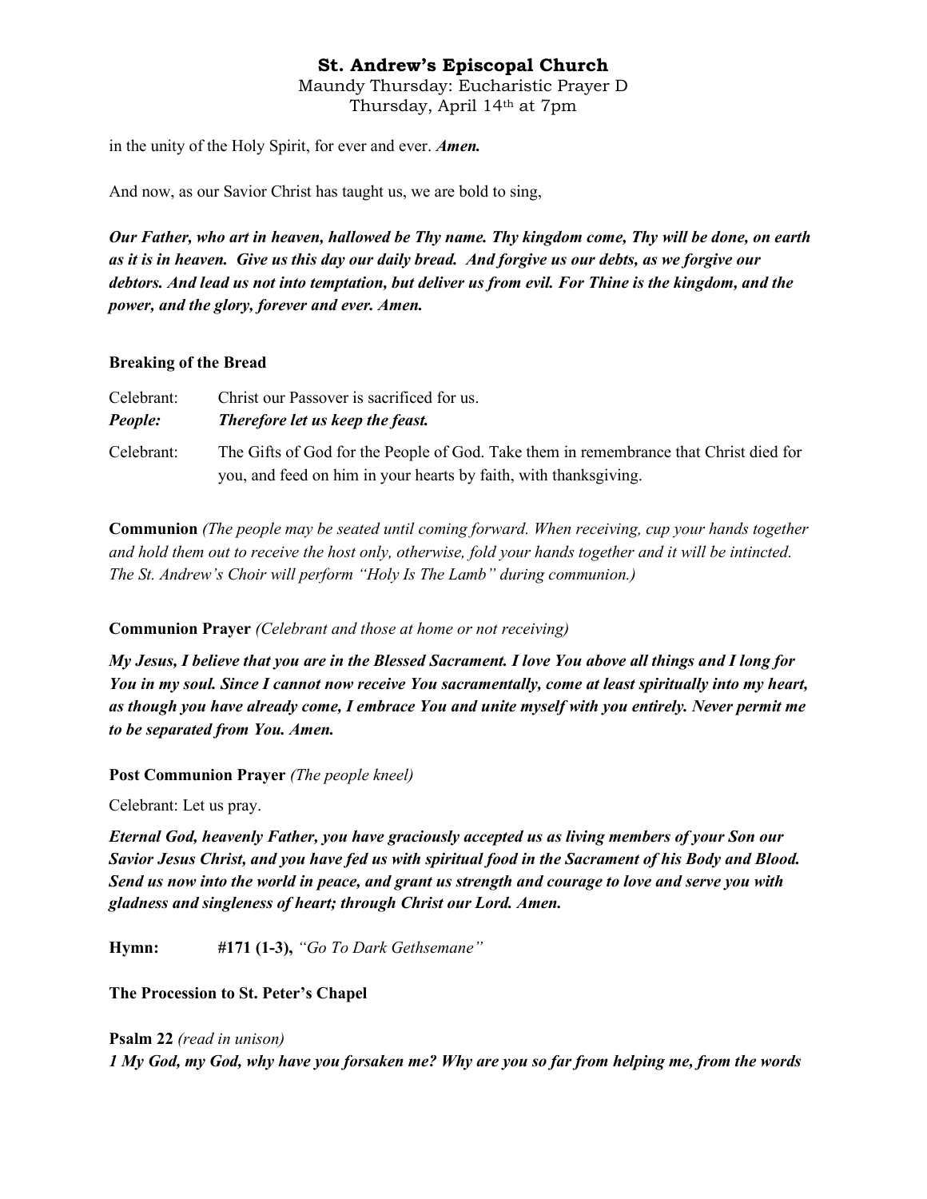in the unity of the Holy Spirit, for ever and ever. ***Amen.***

And now, as our Savior Christ has taught us, we are bold to sing,

***Our Father, who art in heaven, hallowed be Thy name. Thy kingdom come, Thy will be done, on earth as it is in heaven. Give us this day our daily bread. And forgive us our debts, as we forgive our debtors. And lead us not into temptation, but deliver us from evil. For Thine is the kingdom, and the power, and the glory, forever and ever. Amen.***

**Breaking of the Bread**

Celebrant: Christ our Passover is sacrificed for us.
***People: Therefore let us keep the feast.***

Celebrant: The Gifts of God for the People of God. Take them in remembrance that Christ died for you, and feed on him in your hearts by faith, with thanksgiving.

**Communion** *(The people may be seated until coming forward. When receiving, cup your hands together and hold them out to receive the host only, otherwise, fold your hands together and it will be intincted. The St. Andrew's Choir will perform "Holy Is The Lamb" during communion.)*

**Communion Prayer** *(Celebrant and those at home or not receiving)*

***My Jesus, I believe that you are in the Blessed Sacrament. I love You above all things and I long for You in my soul. Since I cannot now receive You sacramentally, come at least spiritually into my heart, as though you have already come, I embrace You and unite myself with you entirely. Never permit me to be separated from You. Amen.***

**Post Communion Prayer** *(The people kneel)*

Celebrant: Let us pray.

***Eternal God, heavenly Father, you have graciously accepted us as living members of your Son our Savior Jesus Christ, and you have fed us with spiritual food in the Sacrament of his Body and Blood. Send us now into the world in peace, and grant us strength and courage to love and serve you with gladness and singleness of heart; through Christ our Lord. Amen.***

**Hymn: #171 (1-3),** *"Go To Dark Gethsemane"*

**The Procession to St. Peter's Chapel**

**Psalm 22** *(read in unison)*
***1 My God, my God, why have you forsaken me? Why are you so far from helping me, from the words***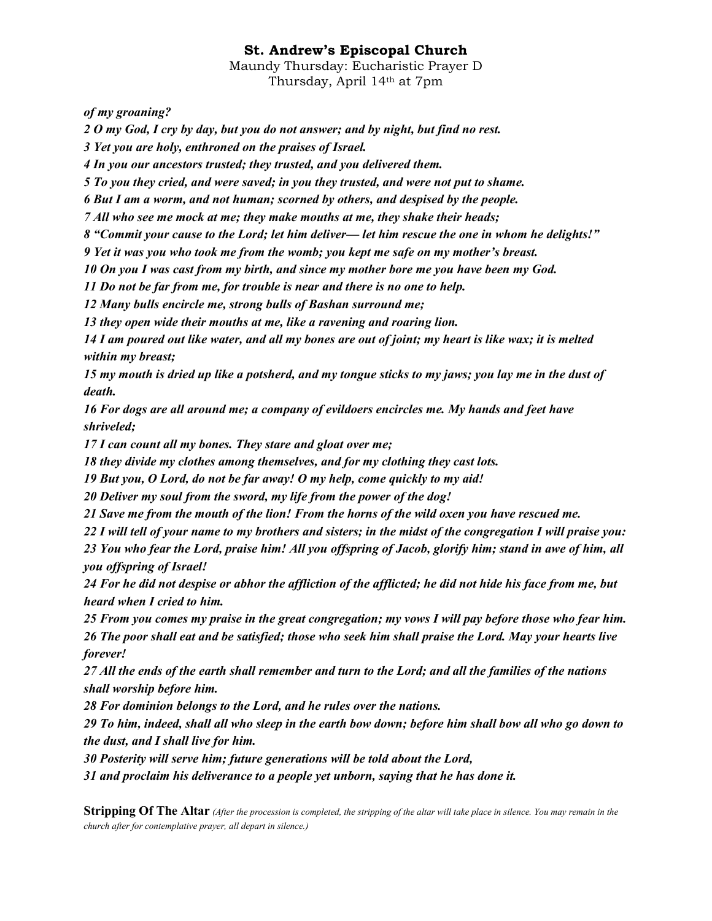*of my groaning?*

*2 O my God, I cry by day, but you do not answer; and by night, but find no rest.*

*3 Yet you are holy, enthroned on the praises of Israel.*

*4 In you our ancestors trusted; they trusted, and you delivered them.*

*5 To you they cried, and were saved; in you they trusted, and were not put to shame.*

*6 But I am a worm, and not human; scorned by others, and despised by the people.*

*7 All who see me mock at me; they make mouths at me, they shake their heads;*

*8 "Commit your cause to the Lord; let him deliver— let him rescue the one in whom he delights!"*

*9 Yet it was you who took me from the womb; you kept me safe on my mother's breast.*

*10 On you I was cast from my birth, and since my mother bore me you have been my God.*

*11 Do not be far from me, for trouble is near and there is no one to help.*

*12 Many bulls encircle me, strong bulls of Bashan surround me;*

*13 they open wide their mouths at me, like a ravening and roaring lion.*

*14 I am poured out like water, and all my bones are out of joint; my heart is like wax; it is melted within my breast;*

*15 my mouth is dried up like a potsherd, and my tongue sticks to my jaws; you lay me in the dust of death.*

*16 For dogs are all around me; a company of evildoers encircles me. My hands and feet have shriveled;*

*17 I can count all my bones. They stare and gloat over me;*

*18 they divide my clothes among themselves, and for my clothing they cast lots.*

*19 But you, O Lord, do not be far away! O my help, come quickly to my aid!*

*20 Deliver my soul from the sword, my life from the power of the dog!*

*21 Save me from the mouth of the lion! From the horns of the wild oxen you have rescued me.*

*22 I will tell of your name to my brothers and sisters; in the midst of the congregation I will praise you:*

*23 You who fear the Lord, praise him! All you offspring of Jacob, glorify him; stand in awe of him, all you offspring of Israel!*

*24 For he did not despise or abhor the affliction of the afflicted; he did not hide his face from me, but heard when I cried to him.*

*25 From you comes my praise in the great congregation; my vows I will pay before those who fear him.*

*26 The poor shall eat and be satisfied; those who seek him shall praise the Lord. May your hearts live forever!*

*27 All the ends of the earth shall remember and turn to the Lord; and all the families of the nations shall worship before him.*

*28 For dominion belongs to the Lord, and he rules over the nations.*

*29 To him, indeed, shall all who sleep in the earth bow down; before him shall bow all who go down to the dust, and I shall live for him.*

*30 Posterity will serve him; future generations will be told about the Lord,*

*31 and proclaim his deliverance to a people yet unborn, saying that he has done it.*

**Stripping Of The Altar** *(After the procession is completed, the stripping of the altar will take place in silence. You may remain in the church after for contemplative prayer, all depart in silence.)*